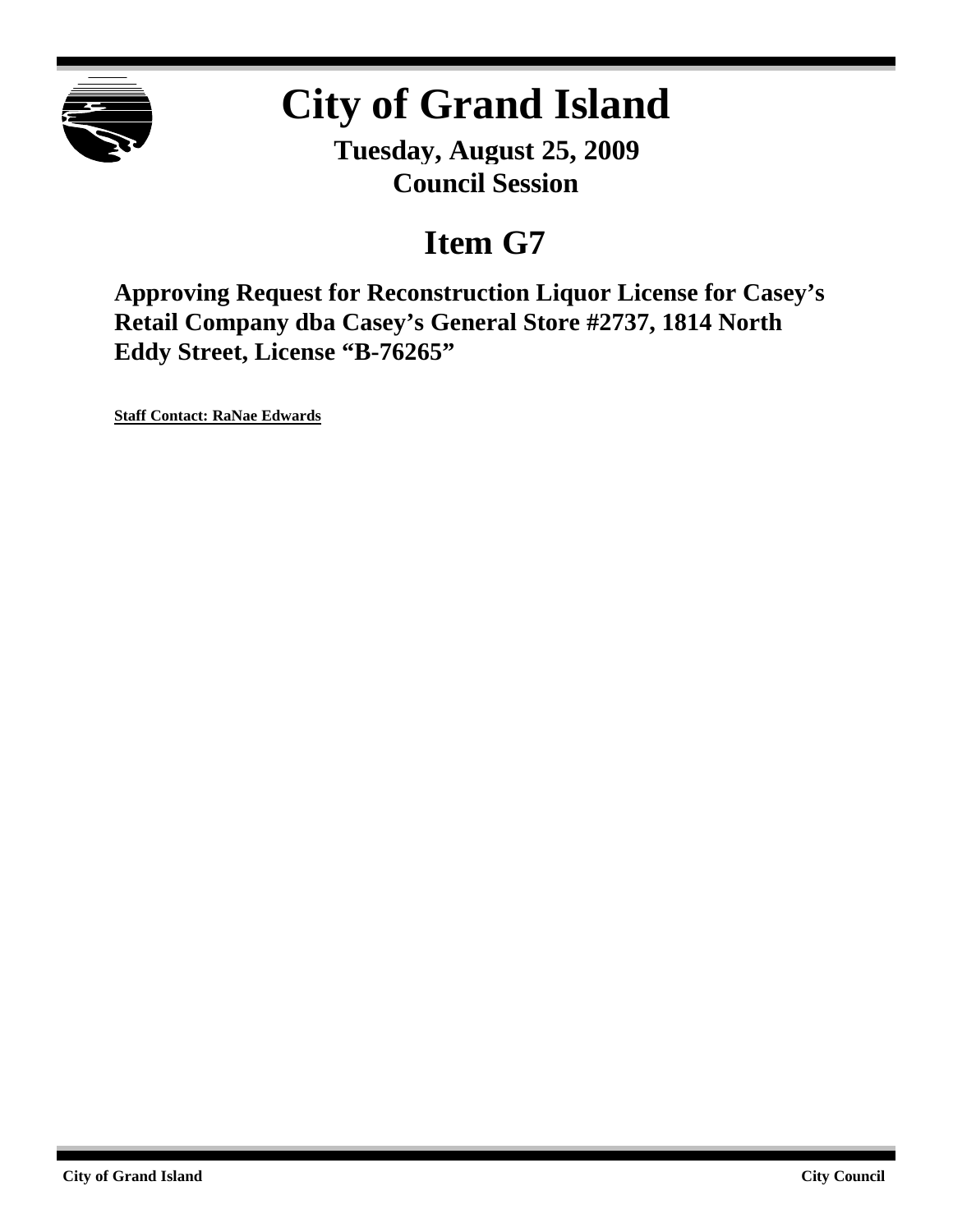# City of Grand Island

**Tuesday, August 25, 2009**
**Council Session**

## Item G7

**Approving Request for Reconstruction Liquor License for Casey's Retail Company dba Casey's General Store #2737, 1814 North Eddy Street, License "B-76265"**

**Staff Contact: RaNae Edwards**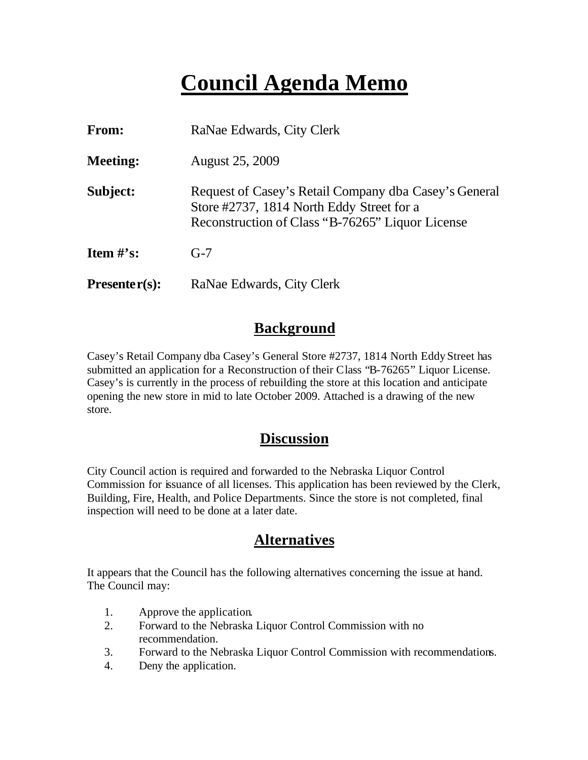# Council Agenda Memo

**From:** RaNae Edwards, City Clerk

**Meeting:** August 25, 2009

**Subject:** Request of Casey's Retail Company dba Casey's General Store #2737, 1814 North Eddy Street for a Reconstruction of Class "B-76265" Liquor License

**Item #'s:** G-7

**Presenter(s):** RaNae Edwards, City Clerk

## Background

Casey's Retail Company dba Casey's General Store #2737, 1814 North Eddy Street has submitted an application for a Reconstruction of their Class "B-76265" Liquor License. Casey's is currently in the process of rebuilding the store at this location and anticipate opening the new store in mid to late October 2009. Attached is a drawing of the new store.

## Discussion

City Council action is required and forwarded to the Nebraska Liquor Control Commission for issuance of all licenses. This application has been reviewed by the Clerk, Building, Fire, Health, and Police Departments. Since the store is not completed, final inspection will need to be done at a later date.

## Alternatives

It appears that the Council has the following alternatives concerning the issue at hand. The Council may:

1. Approve the application.
2. Forward to the Nebraska Liquor Control Commission with no recommendation.
3. Forward to the Nebraska Liquor Control Commission with recommendations.
4. Deny the application.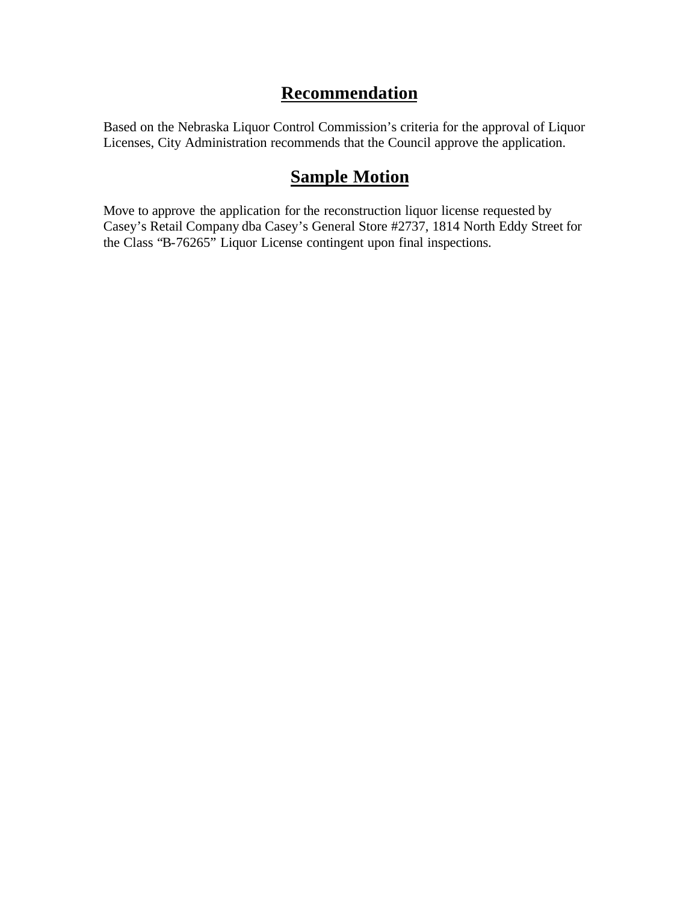## Recommendation

Based on the Nebraska Liquor Control Commission's criteria for the approval of Liquor Licenses, City Administration recommends that the Council approve the application.

## Sample Motion

Move to approve the application for the reconstruction liquor license requested by Casey's Retail Company dba Casey's General Store #2737, 1814 North Eddy Street for the Class "B-76265" Liquor License contingent upon final inspections.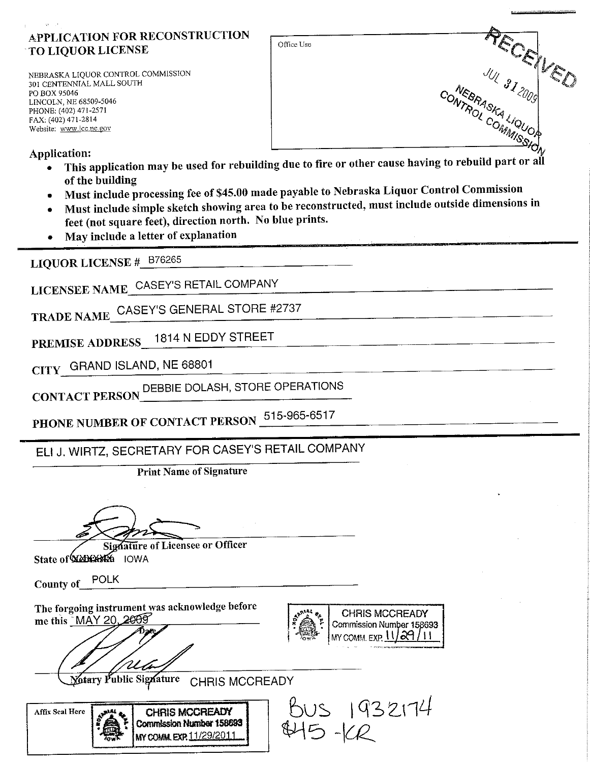# APPLICATION FOR RECONSTRUCTION TO LIQUOR LICENSE

NEBRASKA LIQUOR CONTROL COMMISSION
301 CENTENNIAL MALL SOUTH
PO BOX 95046
LINCOLN, NE 68509-5046
PHONE: (402) 471-2571
FAX: (402) 471-2814
Website: www.lcc.ne.gov

Office Use

RECEIVED
JUL 31 2009
NEBRASKA LIQUOR CONTROL COMMISSION

**Application:**

- **This application may be used for rebuilding due to fire or other cause having to rebuild part or all of the building**
- **Must include processing fee of $45.00 made payable to Nebraska Liquor Control Commission**
- **Must include simple sketch showing area to be reconstructed, must include outside dimensions in feet (not square feet), direction north. No blue prints.**
- **May include a letter of explanation**

---

**LIQUOR LICENSE #** B76265

**LICENSEE NAME** CASEY'S RETAIL COMPANY

**TRADE NAME** CASEY'S GENERAL STORE #2737

**PREMISE ADDRESS** 1814 N EDDY STREET

**CITY** GRAND ISLAND, NE 68801

**CONTACT PERSON** DEBBIE DOLASH, STORE OPERATIONS

**PHONE NUMBER OF CONTACT PERSON** 515-965-6517

---

ELI J. WIRTZ, SECRETARY FOR CASEY'S RETAIL COMPANY

**Print Name of Signature**

[Signature]

**Signature of Licensee or Officer**

State of ~~Nebraska~~ IOWA

County of POLK

The forgoing instrument was acknowledge before me this MAY 20, 2009

Date

CHRIS MCCREADY
Commission Number 158693
MY COMM. EXP. 11/29/11

[Signature]

**Notary Public Signature** CHRIS MCCREADY

Affix Seal Here

CHRIS MCCREADY
Commission Number 158693
MY COMM. EXP. 11/29/2011

BUS 1932174
$45 -KR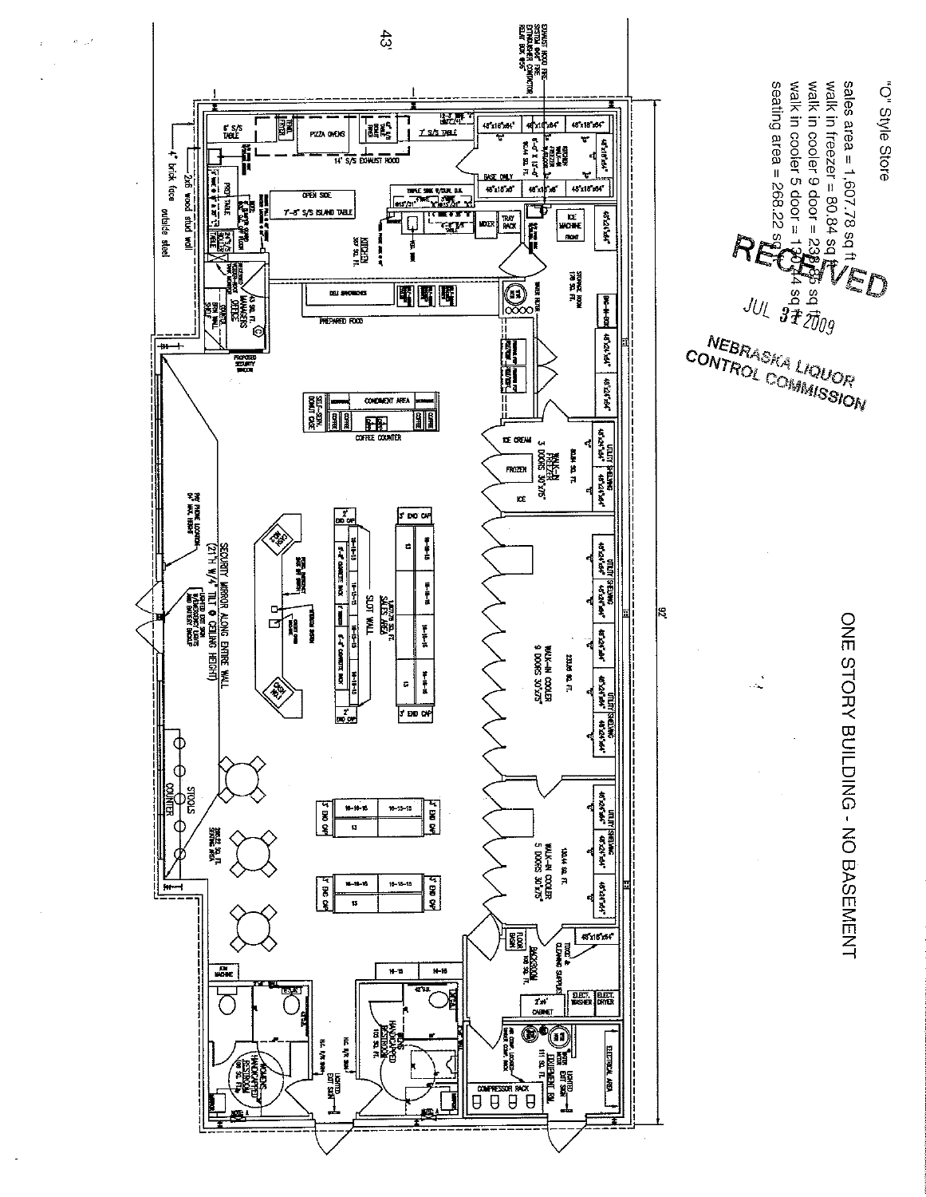"O" Style Store

sales area = 1,607.78 sq ft
walk in freezer = 80.84 sq ft
walk in cooler 9 door = 233.85 sq ft
walk in cooler 5 door = 130.44 sq ft
seating area = 268.22 sq ft

RECEIVED
JUL 31 2009
NEBRASKA LIQUOR CONTROL COMMISSION

ONE STORY BUILDING - NO BASEMENT

92'

43'

4" brick face
2x6 wood stud wall
outside steel

PIZZA OVENS
14' S/S EXHAUST HOOD
7' S/S TABLE
OPEN SIDE
7'-8" S/S ISLAND TABLE
PIZZA TABLE
KITCHEN
MIXER
TRAY RACK
ICE MACHINE
STORAGE ROOM
DELI SANDWICHES
PREPARED FOOD
MANAGERS OFFICE
PROPOSED SECURITY WINDOW
CONDIMENT AREA
SELF-SERV. DONUT CASE
COFFEE COUNTER
ICE CREAM
FROZEN
ICE
WALK-IN FREEZER 3 DOORS 30"x75"
80.84 SQ. FT.
UTILITY SHELVING
SLOT WALL
SALES AREA
WALK-IN COOLER 9 DOORS 30"x75"
233.85 SQ. FT.
WALK-IN COOLER 5 DOORS 30"x75"
130.44 SQ. FT.
SECURITY MIRROR ALONG ENTIRE WALL (21"H W/4" TILT @ CEILING HEIGHT)
STOOLS
COUNTER
268.22 SQ. FT. SEATING AREA
END CAP
BACKROOM
FLOOR BASIN
TOOL & CLEANING SUPPLIES
ELECT. WASHER
ELECT. DRYER
CABINET
EQUIPMENT RM.
ELECTRICAL AREA
COMPRESSOR RACK
MENS HANDICAPPED RESTROOM
WOMENS HANDICAPPED RESTROOM
ICE MACHINE
LIGHTED EXIT SIGN